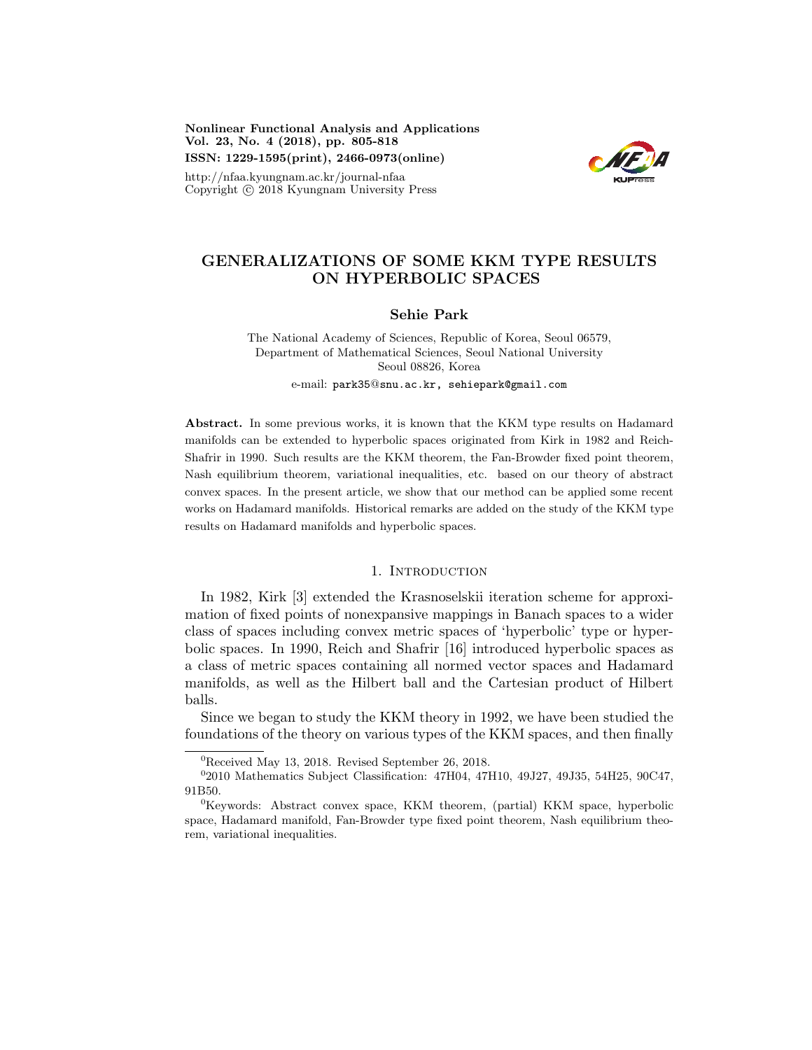Nonlinear Functional Analysis and Applications
Vol. 23, No. 4 (2018), pp. 805-818
ISSN: 1229-1595(print), 2466-0973(online)

http://nfaa.kyungnam.ac.kr/journal-nfaa
Copyright © 2018 Kyungnam University Press

# GENERALIZATIONS OF SOME KKM TYPE RESULTS ON HYPERBOLIC SPACES

**Sehie Park**

The National Academy of Sciences, Republic of Korea, Seoul 06579,
Department of Mathematical Sciences, Seoul National University
Seoul 08826, Korea
e-mail: park35@snu.ac.kr, sehiepark@gmail.com

**Abstract.** In some previous works, it is known that the KKM type results on Hadamard manifolds can be extended to hyperbolic spaces originated from Kirk in 1982 and Reich-Shafrir in 1990. Such results are the KKM theorem, the Fan-Browder fixed point theorem, Nash equilibrium theorem, variational inequalities, etc. based on our theory of abstract convex spaces. In the present article, we show that our method can be applied some recent works on Hadamard manifolds. Historical remarks are added on the study of the KKM type results on Hadamard manifolds and hyperbolic spaces.

## 1. Introduction

In 1982, Kirk [3] extended the Krasnoselskii iteration scheme for approximation of fixed points of nonexpansive mappings in Banach spaces to a wider class of spaces including convex metric spaces of 'hyperbolic' type or hyperbolic spaces. In 1990, Reich and Shafrir [16] introduced hyperbolic spaces as a class of metric spaces containing all normed vector spaces and Hadamard manifolds, as well as the Hilbert ball and the Cartesian product of Hilbert balls.

Since we began to study the KKM theory in 1992, we have been studied the foundations of the theory on various types of the KKM spaces, and then finally

---

[0]Received May 13, 2018. Revised September 26, 2018.

[0]2010 Mathematics Subject Classification: 47H04, 47H10, 49J27, 49J35, 54H25, 90C47, 91B50.

[0]Keywords: Abstract convex space, KKM theorem, (partial) KKM space, hyperbolic space, Hadamard manifold, Fan-Browder type fixed point theorem, Nash equilibrium theorem, variational inequalities.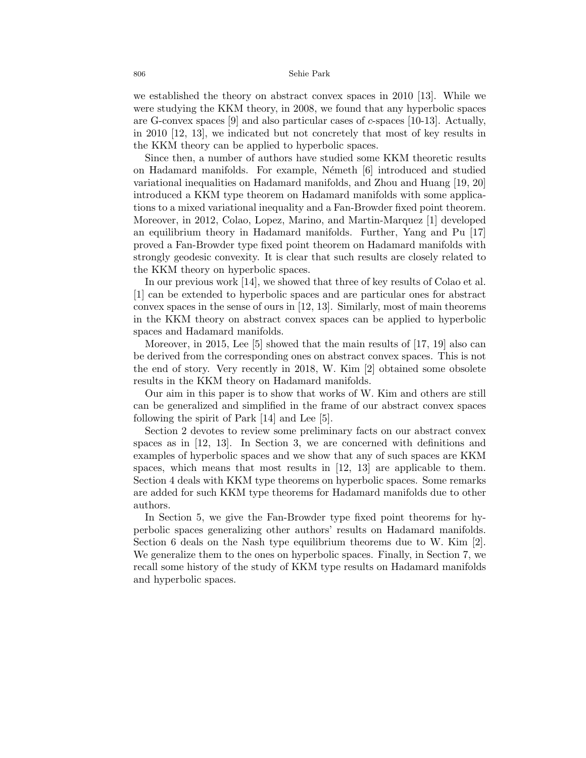we established the theory on abstract convex spaces in 2010 [13]. While we were studying the KKM theory, in 2008, we found that any hyperbolic spaces are G-convex spaces [9] and also particular cases of $c$-spaces [10-13]. Actually, in 2010 [12, 13], we indicated but not concretely that most of key results in the KKM theory can be applied to hyperbolic spaces.

Since then, a number of authors have studied some KKM theoretic results on Hadamard manifolds. For example, Németh [6] introduced and studied variational inequalities on Hadamard manifolds, and Zhou and Huang [19, 20] introduced a KKM type theorem on Hadamard manifolds with some applications to a mixed variational inequality and a Fan-Browder fixed point theorem. Moreover, in 2012, Colao, Lopez, Marino, and Martin-Marquez [1] developed an equilibrium theory in Hadamard manifolds. Further, Yang and Pu [17] proved a Fan-Browder type fixed point theorem on Hadamard manifolds with strongly geodesic convexity. It is clear that such results are closely related to the KKM theory on hyperbolic spaces.

In our previous work [14], we showed that three of key results of Colao et al. [1] can be extended to hyperbolic spaces and are particular ones for abstract convex spaces in the sense of ours in [12, 13]. Similarly, most of main theorems in the KKM theory on abstract convex spaces can be applied to hyperbolic spaces and Hadamard manifolds.

Moreover, in 2015, Lee [5] showed that the main results of [17, 19] also can be derived from the corresponding ones on abstract convex spaces. This is not the end of story. Very recently in 2018, W. Kim [2] obtained some obsolete results in the KKM theory on Hadamard manifolds.

Our aim in this paper is to show that works of W. Kim and others are still can be generalized and simplified in the frame of our abstract convex spaces following the spirit of Park [14] and Lee [5].

Section 2 devotes to review some preliminary facts on our abstract convex spaces as in [12, 13]. In Section 3, we are concerned with definitions and examples of hyperbolic spaces and we show that any of such spaces are KKM spaces, which means that most results in [12, 13] are applicable to them. Section 4 deals with KKM type theorems on hyperbolic spaces. Some remarks are added for such KKM type theorems for Hadamard manifolds due to other authors.

In Section 5, we give the Fan-Browder type fixed point theorems for hyperbolic spaces generalizing other authors' results on Hadamard manifolds. Section 6 deals on the Nash type equilibrium theorems due to W. Kim [2]. We generalize them to the ones on hyperbolic spaces. Finally, in Section 7, we recall some history of the study of KKM type results on Hadamard manifolds and hyperbolic spaces.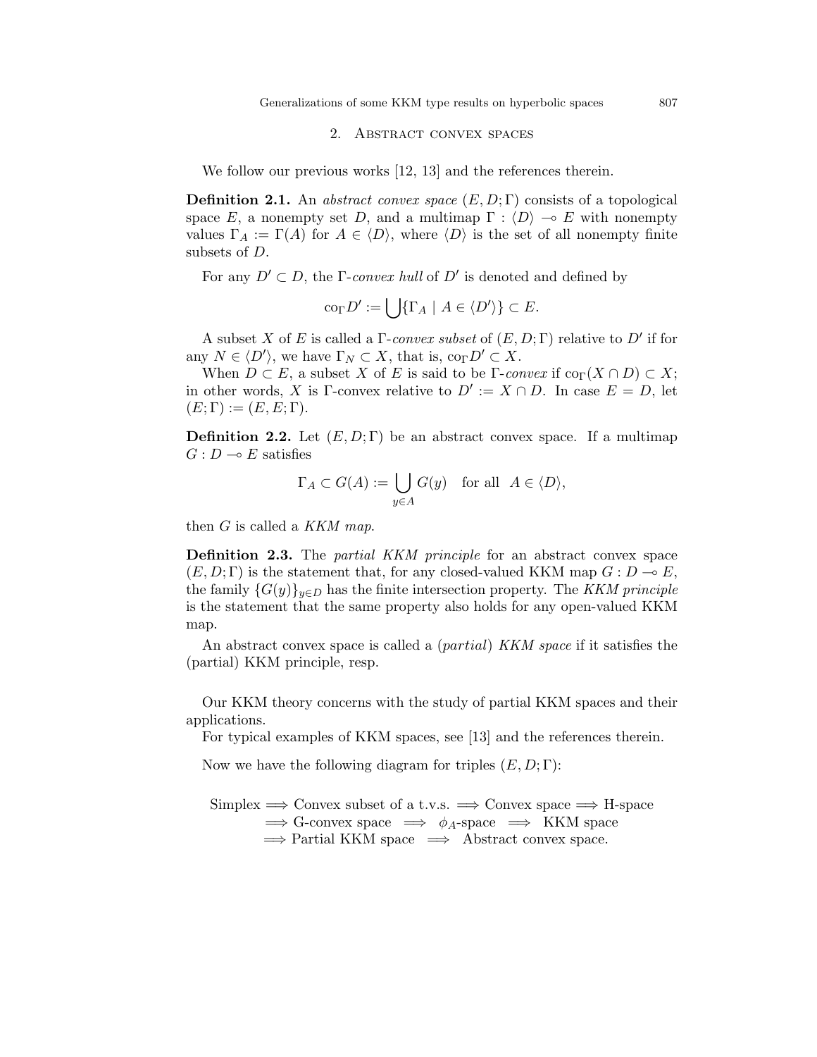## 2. Abstract convex spaces

We follow our previous works [12, 13] and the references therein.

**Definition 2.1.** An *abstract convex space* $(E, D; \Gamma)$ consists of a topological space $E$, a nonempty set $D$, and a multimap $\Gamma : \langle D \rangle \multimap E$ with nonempty values $\Gamma_A := \Gamma(A)$ for $A \in \langle D \rangle$, where $\langle D \rangle$ is the set of all nonempty finite subsets of $D$.

For any $D' \subset D$, the $\Gamma$-*convex hull* of $D'$ is denoted and defined by

$$\mathrm{co}_\Gamma D' := \bigcup \{ \Gamma_A \mid A \in \langle D' \rangle \} \subset E.$$

A subset $X$ of $E$ is called a $\Gamma$-*convex subset* of $(E, D; \Gamma)$ relative to $D'$ if for any $N \in \langle D' \rangle$, we have $\Gamma_N \subset X$, that is, $\mathrm{co}_\Gamma D' \subset X$.

When $D \subset E$, a subset $X$ of $E$ is said to be $\Gamma$-*convex* if $\mathrm{co}_\Gamma (X \cap D) \subset X$; in other words, $X$ is $\Gamma$-convex relative to $D' := X \cap D$. In case $E = D$, let $(E; \Gamma) := (E, E; \Gamma)$.

**Definition 2.2.** Let $(E, D; \Gamma)$ be an abstract convex space. If a multimap $G : D \multimap E$ satisfies

$$\Gamma_A \subset G(A) := \bigcup_{y \in A} G(y) \quad \text{for all} \quad A \in \langle D \rangle,$$

then $G$ is called a *KKM map*.

**Definition 2.3.** The *partial KKM principle* for an abstract convex space $(E, D; \Gamma)$ is the statement that, for any closed-valued KKM map $G : D \multimap E$, the family $\{G(y)\}_{y \in D}$ has the finite intersection property. The *KKM principle* is the statement that the same property also holds for any open-valued KKM map.

An abstract convex space is called a (*partial*) *KKM space* if it satisfies the (partial) KKM principle, resp.

Our KKM theory concerns with the study of partial KKM spaces and their applications.

For typical examples of KKM spaces, see [13] and the references therein.

Now we have the following diagram for triples $(E, D; \Gamma)$:

$$\begin{aligned}
&\text{Simplex} \Longrightarrow \text{Convex subset of a t.v.s.} \Longrightarrow \text{Convex space} \Longrightarrow \text{H-space} \\
&\quad \Longrightarrow \text{G-convex space} \;\Longrightarrow\; \phi_A\text{-space} \;\Longrightarrow\; \text{KKM space} \\
&\quad \Longrightarrow \text{Partial KKM space} \;\Longrightarrow\; \text{Abstract convex space.}
\end{aligned}$$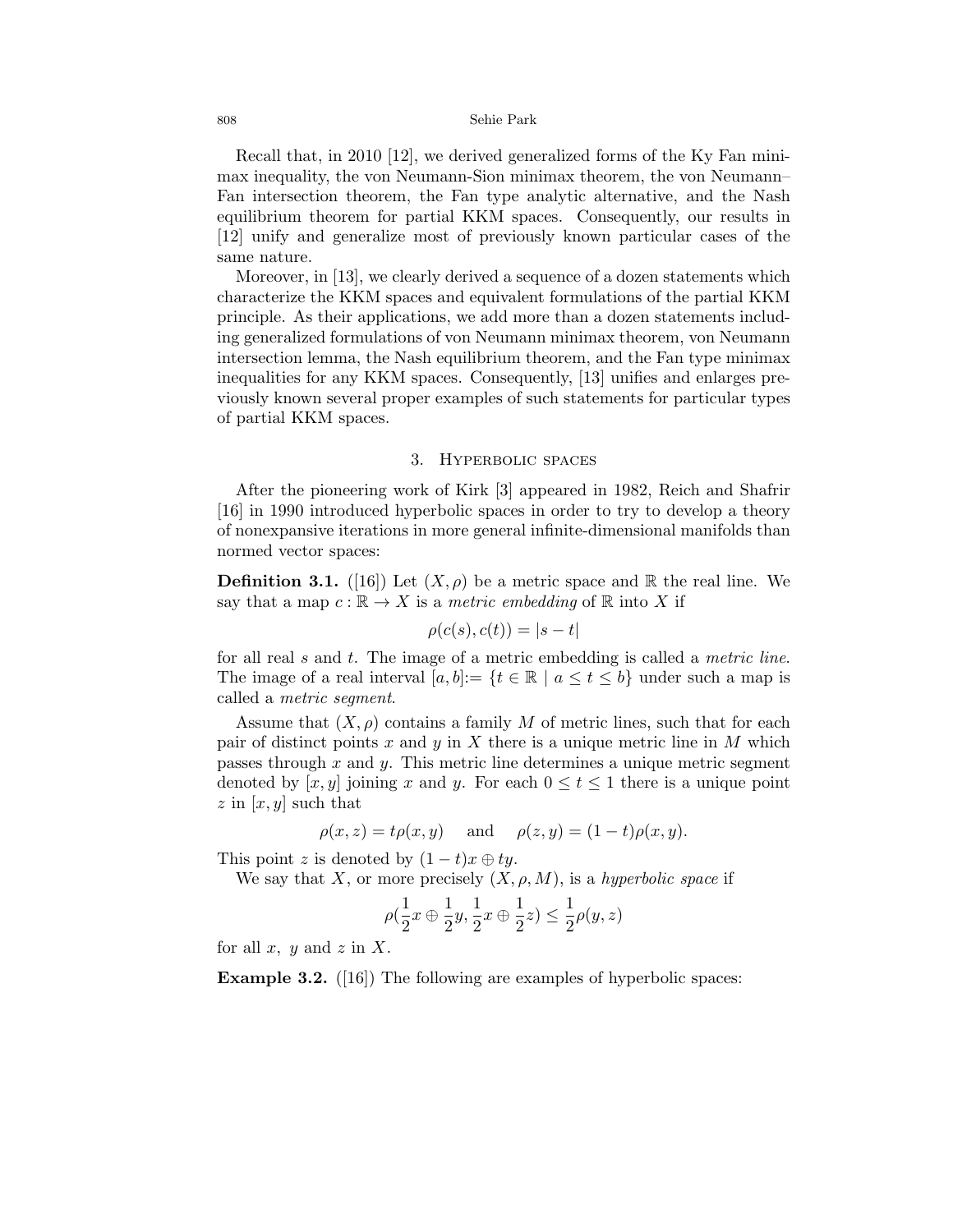Recall that, in 2010 [12], we derived generalized forms of the Ky Fan minimax inequality, the von Neumann-Sion minimax theorem, the von Neumann–Fan intersection theorem, the Fan type analytic alternative, and the Nash equilibrium theorem for partial KKM spaces. Consequently, our results in [12] unify and generalize most of previously known particular cases of the same nature.

Moreover, in [13], we clearly derived a sequence of a dozen statements which characterize the KKM spaces and equivalent formulations of the partial KKM principle. As their applications, we add more than a dozen statements including generalized formulations of von Neumann minimax theorem, von Neumann intersection lemma, the Nash equilibrium theorem, and the Fan type minimax inequalities for any KKM spaces. Consequently, [13] unifies and enlarges previously known several proper examples of such statements for particular types of partial KKM spaces.

## 3. Hyperbolic spaces

After the pioneering work of Kirk [3] appeared in 1982, Reich and Shafrir [16] in 1990 introduced hyperbolic spaces in order to try to develop a theory of nonexpansive iterations in more general infinite-dimensional manifolds than normed vector spaces:

**Definition 3.1.** ([16]) Let $(X, \rho)$ be a metric space and $\mathbb{R}$ the real line. We say that a map $c : \mathbb{R} \to X$ is a *metric embedding* of $\mathbb{R}$ into $X$ if

$$\rho(c(s), c(t)) = |s - t|$$

for all real $s$ and $t$. The image of a metric embedding is called a *metric line*. The image of a real interval $[a, b] := \{t \in \mathbb{R} \mid a \leq t \leq b\}$ under such a map is called a *metric segment*.

Assume that $(X, \rho)$ contains a family $M$ of metric lines, such that for each pair of distinct points $x$ and $y$ in $X$ there is a unique metric line in $M$ which passes through $x$ and $y$. This metric line determines a unique metric segment denoted by $[x, y]$ joining $x$ and $y$. For each $0 \leq t \leq 1$ there is a unique point $z$ in $[x, y]$ such that

$$\rho(x, z) = t\rho(x, y) \quad \text{and} \quad \rho(z, y) = (1 - t)\rho(x, y).$$

This point $z$ is denoted by $(1 - t)x \oplus ty$.

We say that $X$, or more precisely $(X, \rho, M)$, is a *hyperbolic space* if

$$\rho(\frac{1}{2}x \oplus \frac{1}{2}y, \frac{1}{2}x \oplus \frac{1}{2}z) \leq \frac{1}{2}\rho(y, z)$$

for all $x$, $y$ and $z$ in $X$.

**Example 3.2.** ([16]) The following are examples of hyperbolic spaces: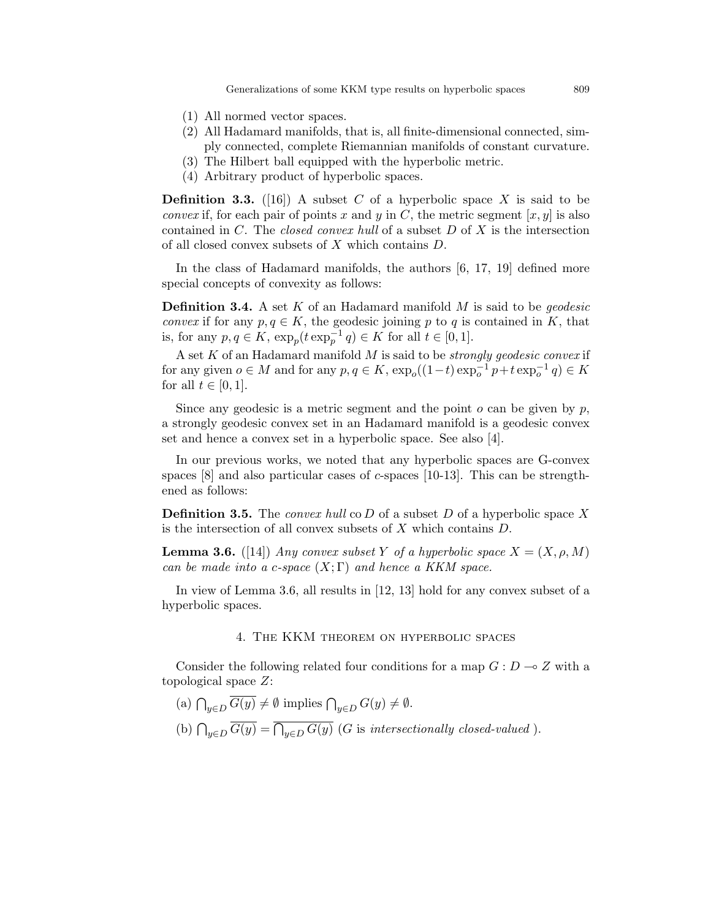(1) All normed vector spaces.
(2) All Hadamard manifolds, that is, all finite-dimensional connected, simply connected, complete Riemannian manifolds of constant curvature.
(3) The Hilbert ball equipped with the hyperbolic metric.
(4) Arbitrary product of hyperbolic spaces.

**Definition 3.3.** ([16]) A subset $C$ of a hyperbolic space $X$ is said to be *convex* if, for each pair of points $x$ and $y$ in $C$, the metric segment $[x, y]$ is also contained in $C$. The *closed convex hull* of a subset $D$ of $X$ is the intersection of all closed convex subsets of $X$ which contains $D$.

In the class of Hadamard manifolds, the authors [6, 17, 19] defined more special concepts of convexity as follows:

**Definition 3.4.** A set $K$ of an Hadamard manifold $M$ is said to be *geodesic convex* if for any $p, q \in K$, the geodesic joining $p$ to $q$ is contained in $K$, that is, for any $p, q \in K$, $\exp_p(t \exp_p^{-1} q) \in K$ for all $t \in [0, 1]$.

A set $K$ of an Hadamard manifold $M$ is said to be *strongly geodesic convex* if for any given $o \in M$ and for any $p, q \in K$, $\exp_o((1-t)\exp_o^{-1} p + t\exp_o^{-1} q) \in K$ for all $t \in [0, 1]$.

Since any geodesic is a metric segment and the point $o$ can be given by $p$, a strongly geodesic convex set in an Hadamard manifold is a geodesic convex set and hence a convex set in a hyperbolic space. See also [4].

In our previous works, we noted that any hyperbolic spaces are G-convex spaces [8] and also particular cases of $c$-spaces [10-13]. This can be strengthened as follows:

**Definition 3.5.** The *convex hull* $\operatorname{co} D$ of a subset $D$ of a hyperbolic space $X$ is the intersection of all convex subsets of $X$ which contains $D$.

**Lemma 3.6.** ([14]) *Any convex subset $Y$ of a hyperbolic space $X = (X, \rho, M)$ can be made into a $c$-space $(X; \Gamma)$ and hence a KKM space.*

In view of Lemma 3.6, all results in [12, 13] hold for any convex subset of a hyperbolic spaces.

## 4. The KKM theorem on hyperbolic spaces

Consider the following related four conditions for a map $G : D \multimap Z$ with a topological space $Z$:

(a) $\bigcap_{y \in D} \overline{G(y)} \neq \emptyset$ implies $\bigcap_{y \in D} G(y) \neq \emptyset$.

(b) $\bigcap_{y \in D} \overline{G(y)} = \overline{\bigcap_{y \in D} G(y)}$ ($G$ is *intersectionally closed-valued* ).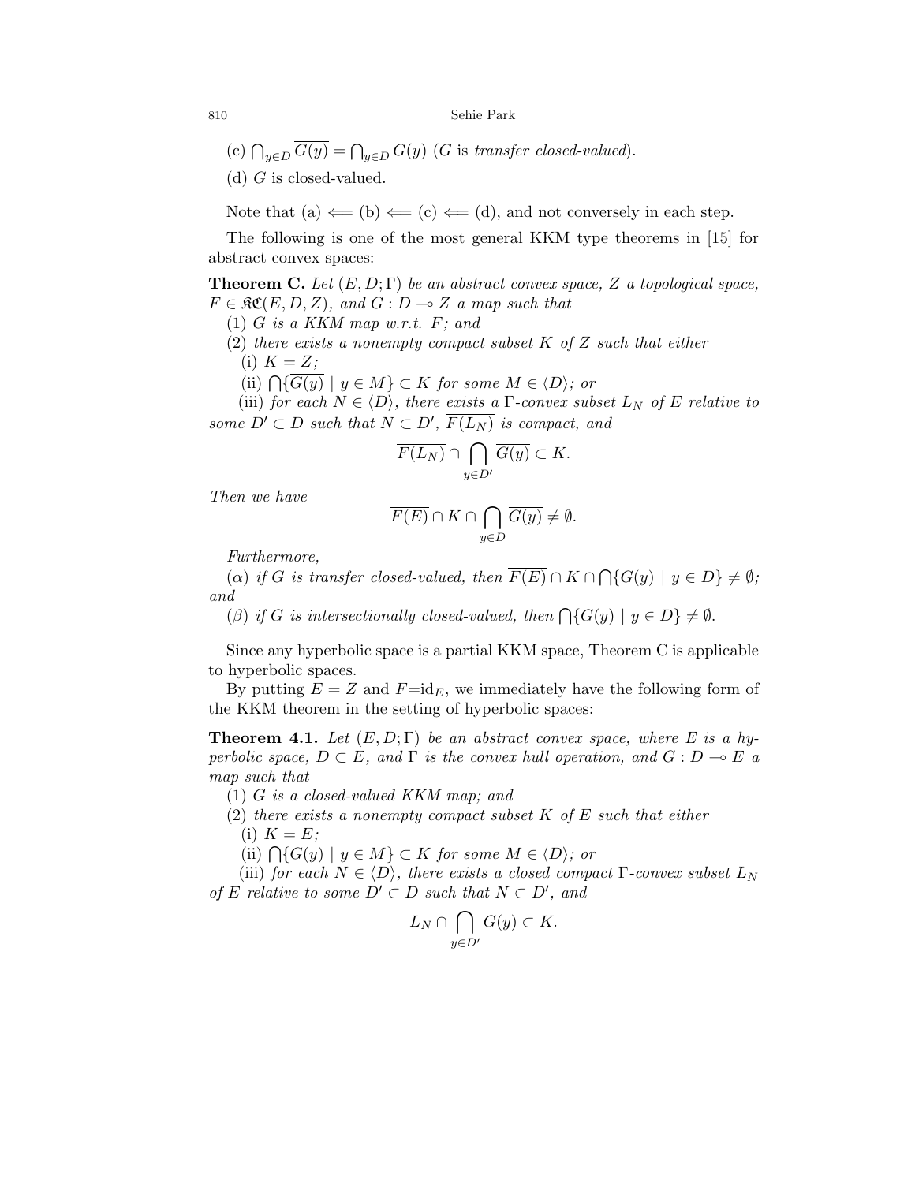(c) $\bigcap_{y \in D} \overline{G(y)} = \bigcap_{y \in D} G(y)$ ($G$ is *transfer closed-valued*).

(d) $G$ is closed-valued.

Note that (a) $\Longleftarrow$ (b) $\Longleftarrow$ (c) $\Longleftarrow$ (d), and not conversely in each step.

The following is one of the most general KKM type theorems in [15] for abstract convex spaces:

**Theorem C.** *Let $(E, D; \Gamma)$ be an abstract convex space, $Z$ a topological space, $F \in \mathfrak{KC}(E, D, Z)$, and $G : D \multimap Z$ a map such that*

(1) *$\overline{G}$ is a KKM map w.r.t. $F$; and*

(2) *there exists a nonempty compact subset $K$ of $Z$ such that either*

(i) *$K = Z$;*

(ii) *$\bigcap \{\overline{G(y)} \mid y \in M\} \subset K$ for some $M \in \langle D \rangle$; or*

(iii) *for each $N \in \langle D \rangle$, there exists a $\Gamma$-convex subset $L_N$ of $E$ relative to some $D' \subset D$ such that $N \subset D'$, $\overline{F(L_N)}$ is compact, and*

$$\overline{F(L_N)} \cap \bigcap_{y \in D'} \overline{G(y)} \subset K.$$

*Then we have*

$$\overline{F(E)} \cap K \cap \bigcap_{y \in D} \overline{G(y)} \neq \emptyset.$$

*Furthermore,*

($\alpha$) *if $G$ is transfer closed-valued, then $\overline{F(E)} \cap K \cap \bigcap \{G(y) \mid y \in D\} \neq \emptyset$; and*

($\beta$) *if $G$ is intersectionally closed-valued, then $\bigcap \{G(y) \mid y \in D\} \neq \emptyset$.*

Since any hyperbolic space is a partial KKM space, Theorem C is applicable to hyperbolic spaces.

By putting $E = Z$ and $F = \mathrm{id}_E$, we immediately have the following form of the KKM theorem in the setting of hyperbolic spaces:

**Theorem 4.1.** *Let $(E, D; \Gamma)$ be an abstract convex space, where $E$ is a hyperbolic space, $D \subset E$, and $\Gamma$ is the convex hull operation, and $G : D \multimap E$ a map such that*

(1) *$G$ is a closed-valued KKM map; and*

(2) *there exists a nonempty compact subset $K$ of $E$ such that either*

(i) *$K = E$;*

(ii) *$\bigcap \{G(y) \mid y \in M\} \subset K$ for some $M \in \langle D \rangle$; or*

(iii) *for each $N \in \langle D \rangle$, there exists a closed compact $\Gamma$-convex subset $L_N$ of $E$ relative to some $D' \subset D$ such that $N \subset D'$, and*

$$L_N \cap \bigcap_{y \in D'} G(y) \subset K.$$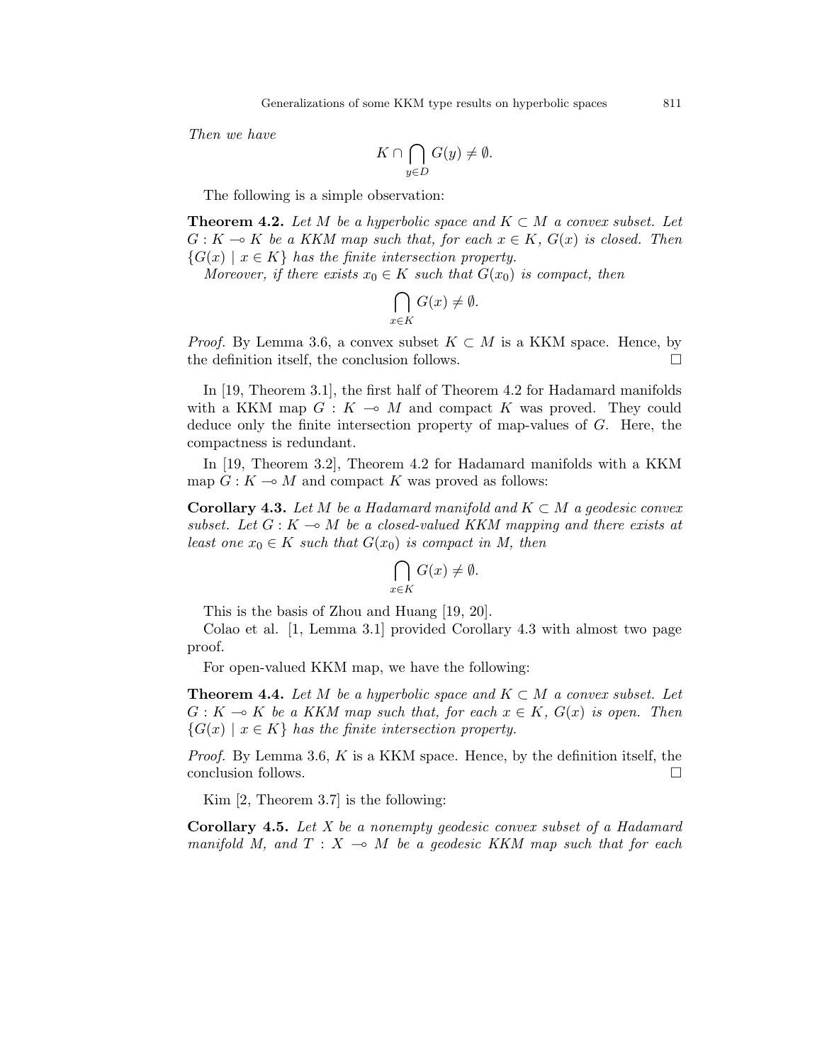*Then we have*

$$K \cap \bigcap_{y \in D} G(y) \neq \emptyset.$$

The following is a simple observation:

**Theorem 4.2.** *Let $M$ be a hyperbolic space and $K \subset M$ a convex subset. Let $G : K \multimap K$ be a KKM map such that, for each $x \in K$, $G(x)$ is closed. Then $\{G(x) \mid x \in K\}$ has the finite intersection property.*

*Moreover, if there exists $x_0 \in K$ such that $G(x_0)$ is compact, then*

$$\bigcap_{x \in K} G(x) \neq \emptyset.$$

*Proof.* By Lemma 3.6, a convex subset $K \subset M$ is a KKM space. Hence, by the definition itself, the conclusion follows. □

In [19, Theorem 3.1], the first half of Theorem 4.2 for Hadamard manifolds with a KKM map $G : K \multimap M$ and compact $K$ was proved. They could deduce only the finite intersection property of map-values of $G$. Here, the compactness is redundant.

In [19, Theorem 3.2], Theorem 4.2 for Hadamard manifolds with a KKM map $G : K \multimap M$ and compact $K$ was proved as follows:

**Corollary 4.3.** *Let $M$ be a Hadamard manifold and $K \subset M$ a geodesic convex subset. Let $G : K \multimap M$ be a closed-valued KKM mapping and there exists at least one $x_0 \in K$ such that $G(x_0)$ is compact in $M$, then*

$$\bigcap_{x \in K} G(x) \neq \emptyset.$$

This is the basis of Zhou and Huang [19, 20].

Colao et al. [1, Lemma 3.1] provided Corollary 4.3 with almost two page proof.

For open-valued KKM map, we have the following:

**Theorem 4.4.** *Let $M$ be a hyperbolic space and $K \subset M$ a convex subset. Let $G : K \multimap K$ be a KKM map such that, for each $x \in K$, $G(x)$ is open. Then $\{G(x) \mid x \in K\}$ has the finite intersection property.*

*Proof.* By Lemma 3.6, $K$ is a KKM space. Hence, by the definition itself, the conclusion follows. □

Kim [2, Theorem 3.7] is the following:

**Corollary 4.5.** *Let $X$ be a nonempty geodesic convex subset of a Hadamard manifold $M$, and $T : X \multimap M$ be a geodesic KKM map such that for each*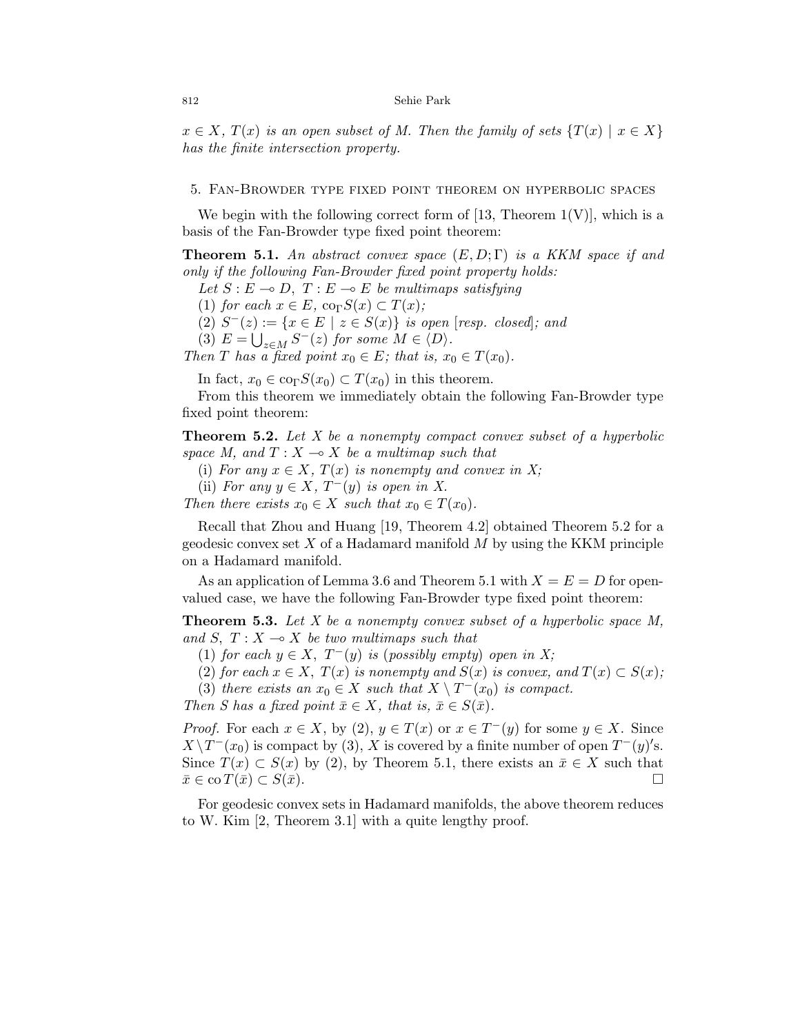$x \in X$, $T(x)$ *is an open subset of* $M$*. Then the family of sets* $\{T(x) \mid x \in X\}$ *has the finite intersection property.*

## 5. Fan-Browder type fixed point theorem on hyperbolic spaces

We begin with the following correct form of [13, Theorem 1(V)], which is a basis of the Fan-Browder type fixed point theorem:

**Theorem 5.1.** *An abstract convex space* $(E, D; \Gamma)$ *is a KKM space if and only if the following Fan-Browder fixed point property holds:*

*Let* $S : E \multimap D$, $T : E \multimap E$ *be multimaps satisfying*

(1) *for each* $x \in E$, $\mathrm{co}_\Gamma S(x) \subset T(x)$*;*

(2) $S^-(z) := \{x \in E \mid z \in S(x)\}$ *is open* [*resp. closed*]*; and*

(3) $E = \bigcup_{z \in M} S^-(z)$ *for some* $M \in \langle D \rangle$.

*Then* $T$ *has a fixed point* $x_0 \in E$*; that is,* $x_0 \in T(x_0)$.

In fact, $x_0 \in \mathrm{co}_\Gamma S(x_0) \subset T(x_0)$ in this theorem.

From this theorem we immediately obtain the following Fan-Browder type fixed point theorem:

**Theorem 5.2.** *Let* $X$ *be a nonempty compact convex subset of a hyperbolic space* $M$*, and* $T : X \multimap X$ *be a multimap such that*

(i) *For any* $x \in X$, $T(x)$ *is nonempty and convex in* $X$*;*

(ii) *For any* $y \in X$, $T^-(y)$ *is open in* $X$.

*Then there exists* $x_0 \in X$ *such that* $x_0 \in T(x_0)$.

Recall that Zhou and Huang [19, Theorem 4.2] obtained Theorem 5.2 for a geodesic convex set $X$ of a Hadamard manifold $M$ by using the KKM principle on a Hadamard manifold.

As an application of Lemma 3.6 and Theorem 5.1 with $X = E = D$ for open-valued case, we have the following Fan-Browder type fixed point theorem:

**Theorem 5.3.** *Let* $X$ *be a nonempty convex subset of a hyperbolic space* $M$*, and* $S$, $T : X \multimap X$ *be two multimaps such that*

(1) *for each* $y \in X$, $T^-(y)$ *is* (*possibly empty*) *open in* $X$*;*

(2) *for each* $x \in X$, $T(x)$ *is nonempty and* $S(x)$ *is convex, and* $T(x) \subset S(x)$*;*

(3) *there exists an* $x_0 \in X$ *such that* $X \setminus T^-(x_0)$ *is compact.*

*Then* $S$ *has a fixed point* $\bar{x} \in X$*, that is,* $\bar{x} \in S(\bar{x})$.

*Proof.* For each $x \in X$, by (2), $y \in T(x)$ or $x \in T^-(y)$ for some $y \in X$. Since $X \setminus T^-(x_0)$ is compact by (3), $X$ is covered by a finite number of open $T^-(y)'$s. Since $T(x) \subset S(x)$ by (2), by Theorem 5.1, there exists an $\bar{x} \in X$ such that $\bar{x} \in \mathrm{co}\, T(\bar{x}) \subset S(\bar{x})$. □

For geodesic convex sets in Hadamard manifolds, the above theorem reduces to W. Kim [2, Theorem 3.1] with a quite lengthy proof.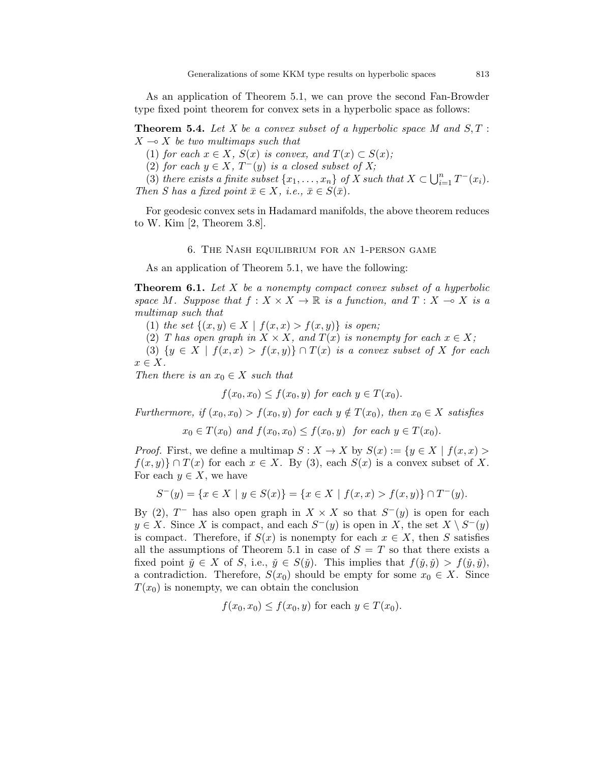As an application of Theorem 5.1, we can prove the second Fan-Browder type fixed point theorem for convex sets in a hyperbolic space as follows:

**Theorem 5.4.** *Let $X$ be a convex subset of a hyperbolic space $M$ and $S, T : X \multimap X$ be two multimaps such that*

(1) *for each $x \in X$, $S(x)$ is convex, and $T(x) \subset S(x)$;*

(2) *for each $y \in X$, $T^{-}(y)$ is a closed subset of $X$;*

(3) *there exists a finite subset $\{x_1, \ldots, x_n\}$ of $X$ such that $X \subset \bigcup_{i=1}^{n} T^{-}(x_i)$.*

*Then $S$ has a fixed point $\bar{x} \in X$, i.e., $\bar{x} \in S(\bar{x})$.*

For geodesic convex sets in Hadamard manifolds, the above theorem reduces to W. Kim [2, Theorem 3.8].

## 6. The Nash equilibrium for an 1-person game

As an application of Theorem 5.1, we have the following:

**Theorem 6.1.** *Let $X$ be a nonempty compact convex subset of a hyperbolic space $M$. Suppose that $f : X \times X \to \mathbb{R}$ is a function, and $T : X \multimap X$ is a multimap such that*

(1) *the set $\{(x, y) \in X \mid f(x, x) > f(x, y)\}$ is open;*

(2) *$T$ has open graph in $X \times X$, and $T(x)$ is nonempty for each $x \in X$;*

(3) *$\{y \in X \mid f(x, x) > f(x, y)\} \cap T(x)$ is a convex subset of $X$ for each $x \in X$.*

*Then there is an $x_0 \in X$ such that*

$$f(x_0, x_0) \leq f(x_0, y) \text{ for each } y \in T(x_0).$$

*Furthermore, if $(x_0, x_0) > f(x_0, y)$ for each $y \notin T(x_0)$, then $x_0 \in X$ satisfies*

$$x_0 \in T(x_0) \text{ and } f(x_0, x_0) \leq f(x_0, y) \text{ for each } y \in T(x_0).$$

*Proof.* First, we define a multimap $S : X \to X$ by $S(x) := \{y \in X \mid f(x, x) > f(x, y)\} \cap T(x)$ for each $x \in X$. By (3), each $S(x)$ is a convex subset of $X$. For each $y \in X$, we have

$$S^{-}(y) = \{x \in X \mid y \in S(x)\} = \{x \in X \mid f(x, x) > f(x, y)\} \cap T^{-}(y).$$

By (2), $T^{-}$ has also open graph in $X \times X$ so that $S^{-}(y)$ is open for each $y \in X$. Since $X$ is compact, and each $S^{-}(y)$ is open in $X$, the set $X \setminus S^{-}(y)$ is compact. Therefore, if $S(x)$ is nonempty for each $x \in X$, then $S$ satisfies all the assumptions of Theorem 5.1 in case of $S = T$ so that there exists a fixed point $\check{y} \in X$ of $S$, i.e., $\check{y} \in S(\check{y})$. This implies that $f(\check{y}, \check{y}) > f(\check{y}, \check{y})$, a contradiction. Therefore, $S(x_0)$ should be empty for some $x_0 \in X$. Since $T(x_0)$ is nonempty, we can obtain the conclusion

$$f(x_0, x_0) \leq f(x_0, y) \text{ for each } y \in T(x_0).$$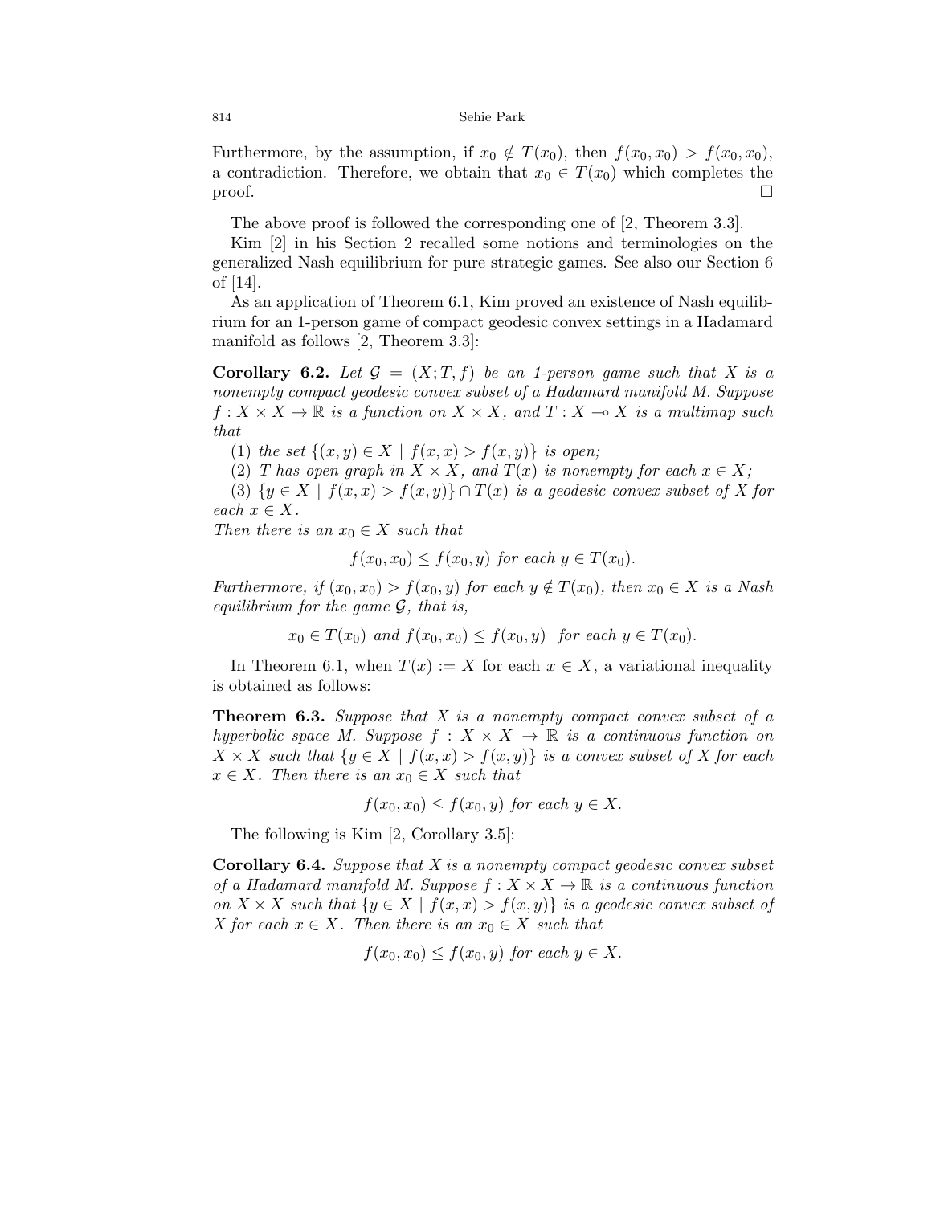Furthermore, by the assumption, if $x_0 \notin T(x_0)$, then $f(x_0, x_0) > f(x_0, x_0)$, a contradiction. Therefore, we obtain that $x_0 \in T(x_0)$ which completes the proof. $\square$

The above proof is followed the corresponding one of [2, Theorem 3.3].

Kim [2] in his Section 2 recalled some notions and terminologies on the generalized Nash equilibrium for pure strategic games. See also our Section 6 of [14].

As an application of Theorem 6.1, Kim proved an existence of Nash equilibrium for an 1-person game of compact geodesic convex settings in a Hadamard manifold as follows [2, Theorem 3.3]:

**Corollary 6.2.** *Let $\mathcal{G} = (X; T, f)$ be an 1-person game such that $X$ is a nonempty compact geodesic convex subset of a Hadamard manifold M. Suppose $f : X \times X \to \mathbb{R}$ is a function on $X \times X$, and $T : X \multimap X$ is a multimap such that*

(1) *the set $\{(x, y) \in X \mid f(x, x) > f(x, y)\}$ is open;*

(2) *$T$ has open graph in $X \times X$, and $T(x)$ is nonempty for each $x \in X$;*

(3) *$\{y \in X \mid f(x, x) > f(x, y)\} \cap T(x)$ is a geodesic convex subset of $X$ for each $x \in X$.*

*Then there is an $x_0 \in X$ such that*

$$f(x_0, x_0) \leq f(x_0, y) \text{ for each } y \in T(x_0).$$

*Furthermore, if $(x_0, x_0) > f(x_0, y)$ for each $y \notin T(x_0)$, then $x_0 \in X$ is a Nash equilibrium for the game $\mathcal{G}$, that is,*

$$x_0 \in T(x_0) \text{ and } f(x_0, x_0) \leq f(x_0, y) \text{ for each } y \in T(x_0).$$

In Theorem 6.1, when $T(x) := X$ for each $x \in X$, a variational inequality is obtained as follows:

**Theorem 6.3.** *Suppose that $X$ is a nonempty compact convex subset of a hyperbolic space $M$. Suppose $f : X \times X \to \mathbb{R}$ is a continuous function on $X \times X$ such that $\{y \in X \mid f(x, x) > f(x, y)\}$ is a convex subset of $X$ for each $x \in X$. Then there is an $x_0 \in X$ such that*

$$f(x_0, x_0) \leq f(x_0, y) \text{ for each } y \in X.$$

The following is Kim [2, Corollary 3.5]:

**Corollary 6.4.** *Suppose that $X$ is a nonempty compact geodesic convex subset of a Hadamard manifold M. Suppose $f : X \times X \to \mathbb{R}$ is a continuous function on $X \times X$ such that $\{y \in X \mid f(x, x) > f(x, y)\}$ is a geodesic convex subset of $X$ for each $x \in X$. Then there is an $x_0 \in X$ such that*

$$f(x_0, x_0) \leq f(x_0, y) \text{ for each } y \in X.$$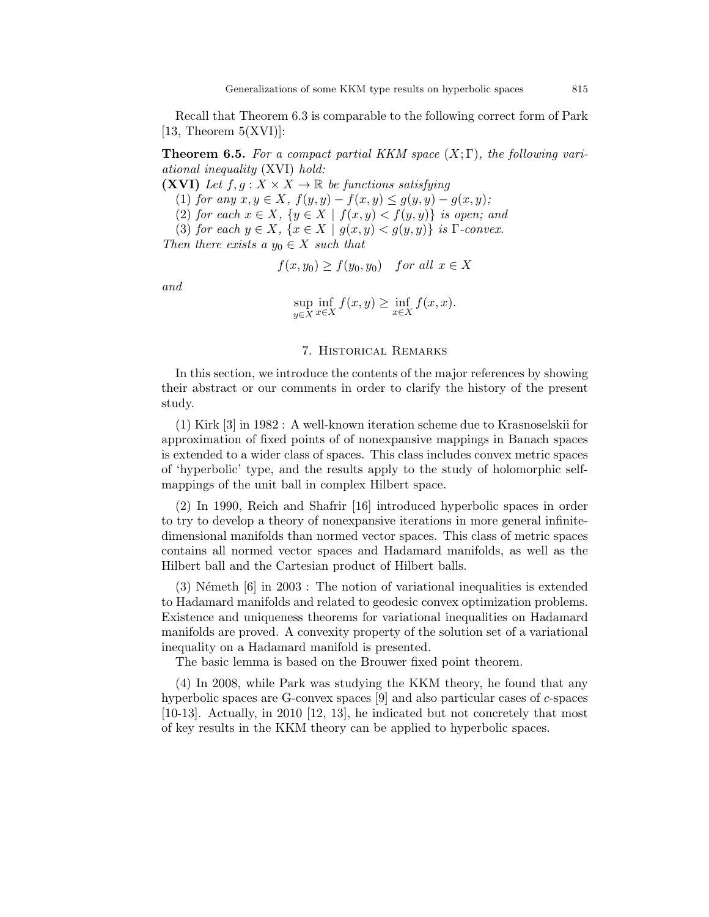Recall that Theorem 6.3 is comparable to the following correct form of Park [13, Theorem 5(XVI)]:

**Theorem 6.5.** *For a compact partial KKM space* $(X;\Gamma)$*, the following variational inequality* (XVI) *hold:*

**(XVI)** *Let* $f, g : X \times X \to \mathbb{R}$ *be functions satisfying*

(1) *for any* $x, y \in X$, $f(y,y) - f(x,y) \leq g(y,y) - g(x,y)$*;*

(2) *for each* $x \in X$, $\{y \in X \mid f(x,y) < f(y,y)\}$ *is open; and*

(3) *for each* $y \in X$, $\{x \in X \mid g(x,y) < g(y,y)\}$ *is* $\Gamma$*-convex.*

*Then there exists a* $y_0 \in X$ *such that*

$$f(x, y_0) \geq f(y_0, y_0) \quad \textit{for all } x \in X$$

*and*

$$\sup_{y \in X} \inf_{x \in X} f(x,y) \geq \inf_{x \in X} f(x,x).$$

## 7. Historical Remarks

In this section, we introduce the contents of the major references by showing their abstract or our comments in order to clarify the history of the present study.

(1) Kirk [3] in 1982 : A well-known iteration scheme due to Krasnoselskii for approximation of fixed points of of nonexpansive mappings in Banach spaces is extended to a wider class of spaces. This class includes convex metric spaces of 'hyperbolic' type, and the results apply to the study of holomorphic self-mappings of the unit ball in complex Hilbert space.

(2) In 1990, Reich and Shafrir [16] introduced hyperbolic spaces in order to try to develop a theory of nonexpansive iterations in more general infinite-dimensional manifolds than normed vector spaces. This class of metric spaces contains all normed vector spaces and Hadamard manifolds, as well as the Hilbert ball and the Cartesian product of Hilbert balls.

(3) Németh [6] in 2003 : The notion of variational inequalities is extended to Hadamard manifolds and related to geodesic convex optimization problems. Existence and uniqueness theorems for variational inequalities on Hadamard manifolds are proved. A convexity property of the solution set of a variational inequality on a Hadamard manifold is presented.

The basic lemma is based on the Brouwer fixed point theorem.

(4) In 2008, while Park was studying the KKM theory, he found that any hyperbolic spaces are G-convex spaces [9] and also particular cases of *c*-spaces [10-13]. Actually, in 2010 [12, 13], he indicated but not concretely that most of key results in the KKM theory can be applied to hyperbolic spaces.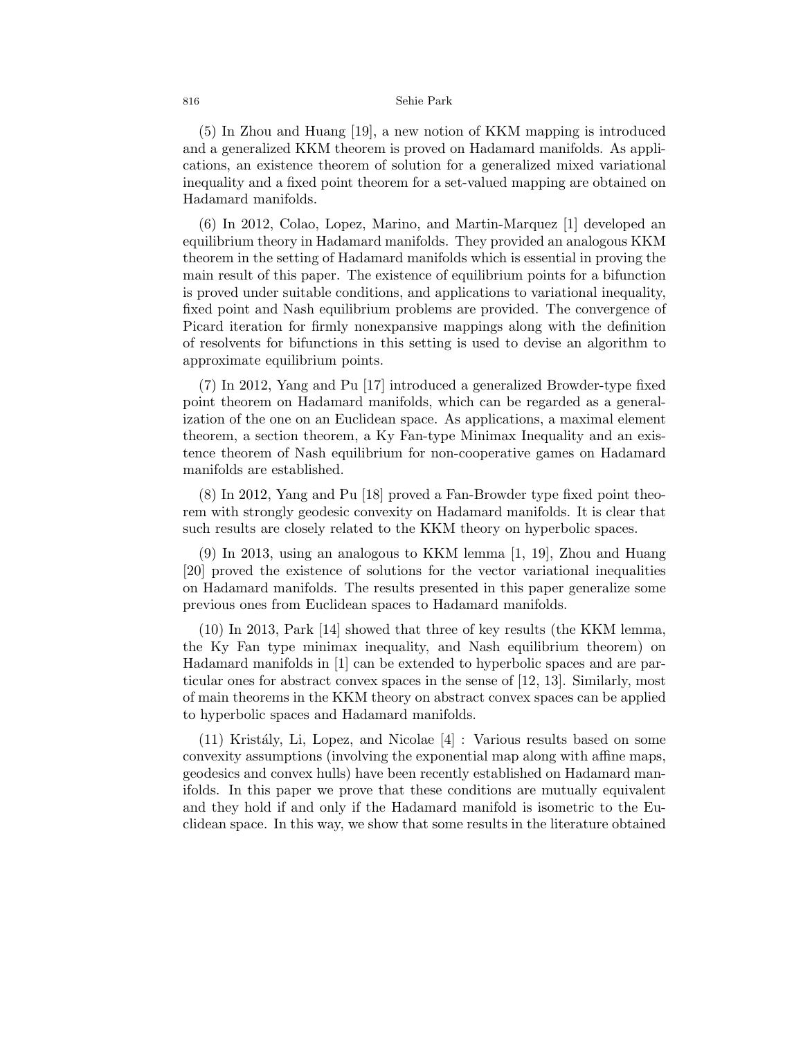(5) In Zhou and Huang [19], a new notion of KKM mapping is introduced and a generalized KKM theorem is proved on Hadamard manifolds. As applications, an existence theorem of solution for a generalized mixed variational inequality and a fixed point theorem for a set-valued mapping are obtained on Hadamard manifolds.

(6) In 2012, Colao, Lopez, Marino, and Martin-Marquez [1] developed an equilibrium theory in Hadamard manifolds. They provided an analogous KKM theorem in the setting of Hadamard manifolds which is essential in proving the main result of this paper. The existence of equilibrium points for a bifunction is proved under suitable conditions, and applications to variational inequality, fixed point and Nash equilibrium problems are provided. The convergence of Picard iteration for firmly nonexpansive mappings along with the definition of resolvents for bifunctions in this setting is used to devise an algorithm to approximate equilibrium points.

(7) In 2012, Yang and Pu [17] introduced a generalized Browder-type fixed point theorem on Hadamard manifolds, which can be regarded as a generalization of the one on an Euclidean space. As applications, a maximal element theorem, a section theorem, a Ky Fan-type Minimax Inequality and an existence theorem of Nash equilibrium for non-cooperative games on Hadamard manifolds are established.

(8) In 2012, Yang and Pu [18] proved a Fan-Browder type fixed point theorem with strongly geodesic convexity on Hadamard manifolds. It is clear that such results are closely related to the KKM theory on hyperbolic spaces.

(9) In 2013, using an analogous to KKM lemma [1, 19], Zhou and Huang [20] proved the existence of solutions for the vector variational inequalities on Hadamard manifolds. The results presented in this paper generalize some previous ones from Euclidean spaces to Hadamard manifolds.

(10) In 2013, Park [14] showed that three of key results (the KKM lemma, the Ky Fan type minimax inequality, and Nash equilibrium theorem) on Hadamard manifolds in [1] can be extended to hyperbolic spaces and are particular ones for abstract convex spaces in the sense of [12, 13]. Similarly, most of main theorems in the KKM theory on abstract convex spaces can be applied to hyperbolic spaces and Hadamard manifolds.

(11) Kristály, Li, Lopez, and Nicolae [4] : Various results based on some convexity assumptions (involving the exponential map along with affine maps, geodesics and convex hulls) have been recently established on Hadamard manifolds. In this paper we prove that these conditions are mutually equivalent and they hold if and only if the Hadamard manifold is isometric to the Euclidean space. In this way, we show that some results in the literature obtained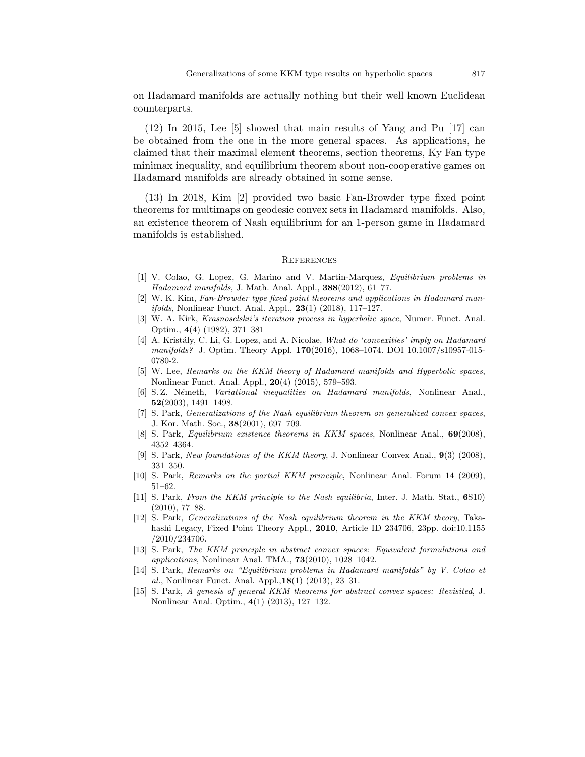on Hadamard manifolds are actually nothing but their well known Euclidean counterparts.

(12) In 2015, Lee [5] showed that main results of Yang and Pu [17] can be obtained from the one in the more general spaces. As applications, he claimed that their maximal element theorems, section theorems, Ky Fan type minimax inequality, and equilibrium theorem about non-cooperative games on Hadamard manifolds are already obtained in some sense.

(13) In 2018, Kim [2] provided two basic Fan-Browder type fixed point theorems for multimaps on geodesic convex sets in Hadamard manifolds. Also, an existence theorem of Nash equilibrium for an 1-person game in Hadamard manifolds is established.

## References

[1] V. Colao, G. Lopez, G. Marino and V. Martin-Marquez, *Equilibrium problems in Hadamard manifolds*, J. Math. Anal. Appl., **388**(2012), 61–77.

[2] W. K. Kim, *Fan-Browder type fixed point theorems and applications in Hadamard manifolds*, Nonlinear Funct. Anal. Appl., **23**(1) (2018), 117–127.

[3] W. A. Kirk, *Krasnoselskii's iteration process in hyperbolic space*, Numer. Funct. Anal. Optim., **4**(4) (1982), 371–381

[4] A. Kristály, C. Li, G. Lopez, and A. Nicolae, *What do 'convexities' imply on Hadamard manifolds?* J. Optim. Theory Appl. **170**(2016), 1068–1074. DOI 10.1007/s10957-015-0780-2.

[5] W. Lee, *Remarks on the KKM theory of Hadamard manifolds and Hyperbolic spaces*, Nonlinear Funct. Anal. Appl., **20**(4) (2015), 579–593.

[6] S. Z. Németh, *Variational inequalities on Hadamard manifolds*, Nonlinear Anal., **52**(2003), 1491–1498.

[7] S. Park, *Generalizations of the Nash equilibrium theorem on generalized convex spaces*, J. Kor. Math. Soc., **38**(2001), 697–709.

[8] S. Park, *Equilibrium existence theorems in KKM spaces*, Nonlinear Anal., **69**(2008), 4352–4364.

[9] S. Park, *New foundations of the KKM theory*, J. Nonlinear Convex Anal., **9**(3) (2008), 331–350.

[10] S. Park, *Remarks on the partial KKM principle*, Nonlinear Anal. Forum 14 (2009), 51–62.

[11] S. Park, *From the KKM principle to the Nash equilibria*, Inter. J. Math. Stat., **6**S10) (2010), 77–88.

[12] S. Park, *Generalizations of the Nash equilibrium theorem in the KKM theory*, Takahashi Legacy, Fixed Point Theory Appl., **2010**, Article ID 234706, 23pp. doi:10.1155 /2010/234706.

[13] S. Park, *The KKM principle in abstract convex spaces: Equivalent formulations and applications*, Nonlinear Anal. TMA., **73**(2010), 1028–1042.

[14] S. Park, *Remarks on "Equilibrium problems in Hadamard manifolds" by V. Colao et al.*, Nonlinear Funct. Anal. Appl.,**18**(1) (2013), 23–31.

[15] S. Park, *A genesis of general KKM theorems for abstract convex spaces: Revisited*, J. Nonlinear Anal. Optim., **4**(1) (2013), 127–132.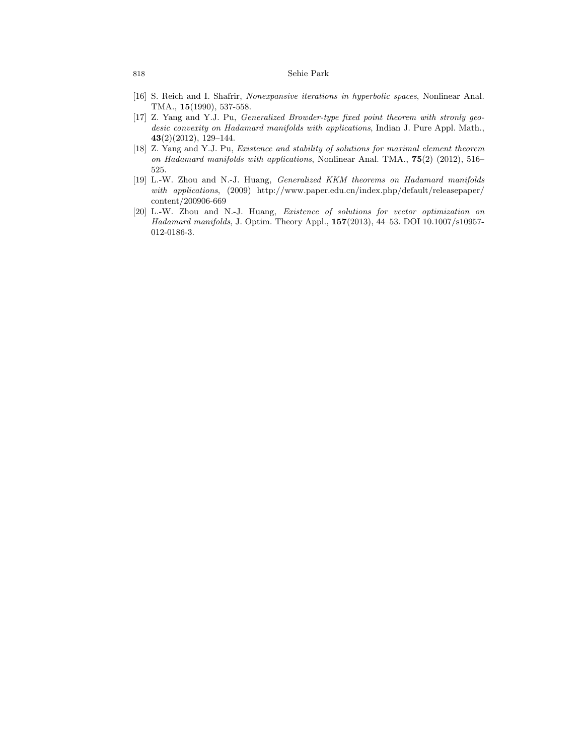[16] S. Reich and I. Shafrir, *Nonexpansive iterations in hyperbolic spaces*, Nonlinear Anal. TMA., **15**(1990), 537-558.

[17] Z. Yang and Y.J. Pu, *Generalized Browder-type fixed point theorem with stronly geodesic convexity on Hadamard manifolds with applications*, Indian J. Pure Appl. Math., **43**(2)(2012), 129–144.

[18] Z. Yang and Y.J. Pu, *Existence and stability of solutions for maximal element theorem on Hadamard manifolds with applications*, Nonlinear Anal. TMA., **75**(2) (2012), 516–525.

[19] L.-W. Zhou and N.-J. Huang, *Generalized KKM theorems on Hadamard manifolds with applications*, (2009) http://www.paper.edu.cn/index.php/default/releasepaper/content/200906-669

[20] L.-W. Zhou and N.-J. Huang, *Existence of solutions for vector optimization on Hadamard manifolds*, J. Optim. Theory Appl., **157**(2013), 44–53. DOI 10.1007/s10957-012-0186-3.